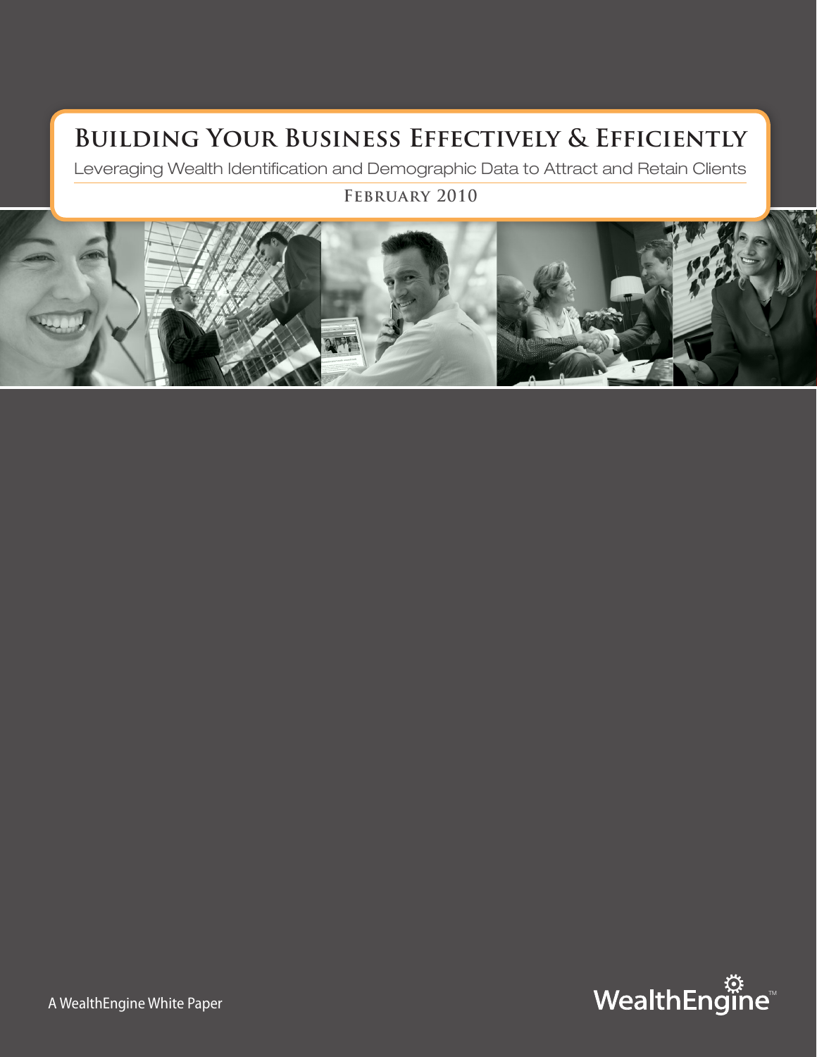# Building Your Business Effectively & Efficiently

Leveraging Wealth Identification and Demographic Data to Attract and Retain Clients

**February 2010**

A WealthEngine White Paper

WealthEngine™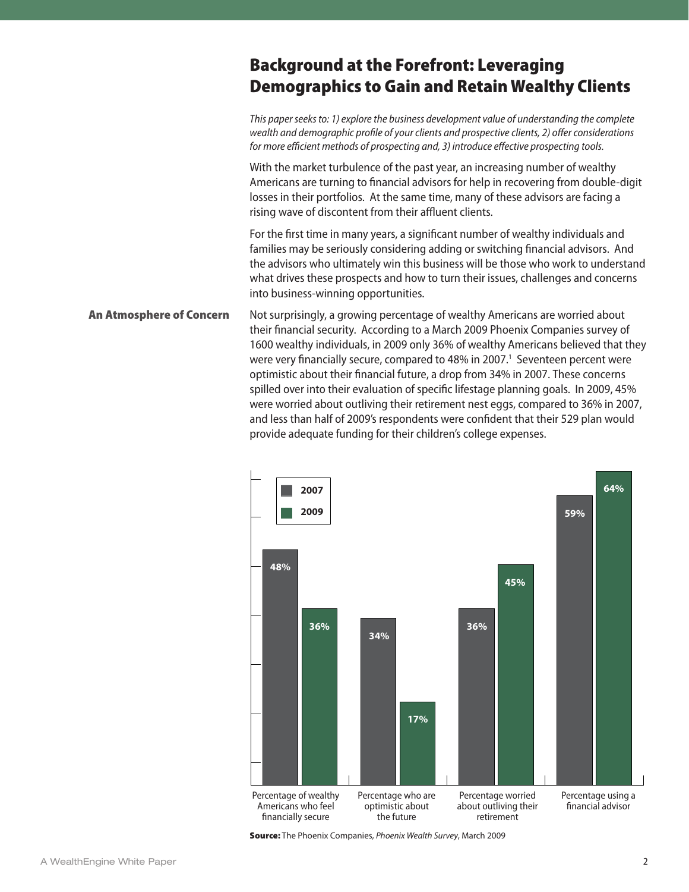# Background at the Forefront: Leveraging Demographics to Gain and Retain Wealthy Clients

*This paper seeks to: 1) explore the business development value of understanding the complete wealth and demographic profile of your clients and prospective clients, 2) offer considerations for more efficient methods of prospecting and, 3) introduce effective prospecting tools.*

With the market turbulence of the past year, an increasing number of wealthy Americans are turning to financial advisors for help in recovering from double-digit losses in their portfolios. At the same time, many of these advisors are facing a rising wave of discontent from their affluent clients.

For the first time in many years, a significant number of wealthy individuals and families may be seriously considering adding or switching financial advisors. And the advisors who ultimately win this business will be those who work to understand what drives these prospects and how to turn their issues, challenges and concerns into business-winning opportunities.

## An Atmosphere of Concern

Not surprisingly, a growing percentage of wealthy Americans are worried about their financial security. According to a March 2009 Phoenix Companies survey of 1600 wealthy individuals, in 2009 only 36% of wealthy Americans believed that they were very financially secure, compared to 48% in 2007.[1] Seventeen percent were optimistic about their financial future, a drop from 34% in 2007. These concerns spilled over into their evaluation of specific lifestage planning goals. In 2009, 45% were worried about outliving their retirement nest eggs, compared to 36% in 2007, and less than half of 2009's respondents were confident that their 529 plan would provide adequate funding for their children's college expenses.

| | 2007 | 2009 |
|---|---|---|
| Percentage of wealthy Americans who feel financially secure | 48% | 36% |
| Percentage who are optimistic about the future | 34% | 17% |
| Percentage worried about outliving their retirement | 36% | 45% |
| Percentage using a financial advisor | 59% | 64% |

**Source:** The Phoenix Companies, *Phoenix Wealth Survey*, March 2009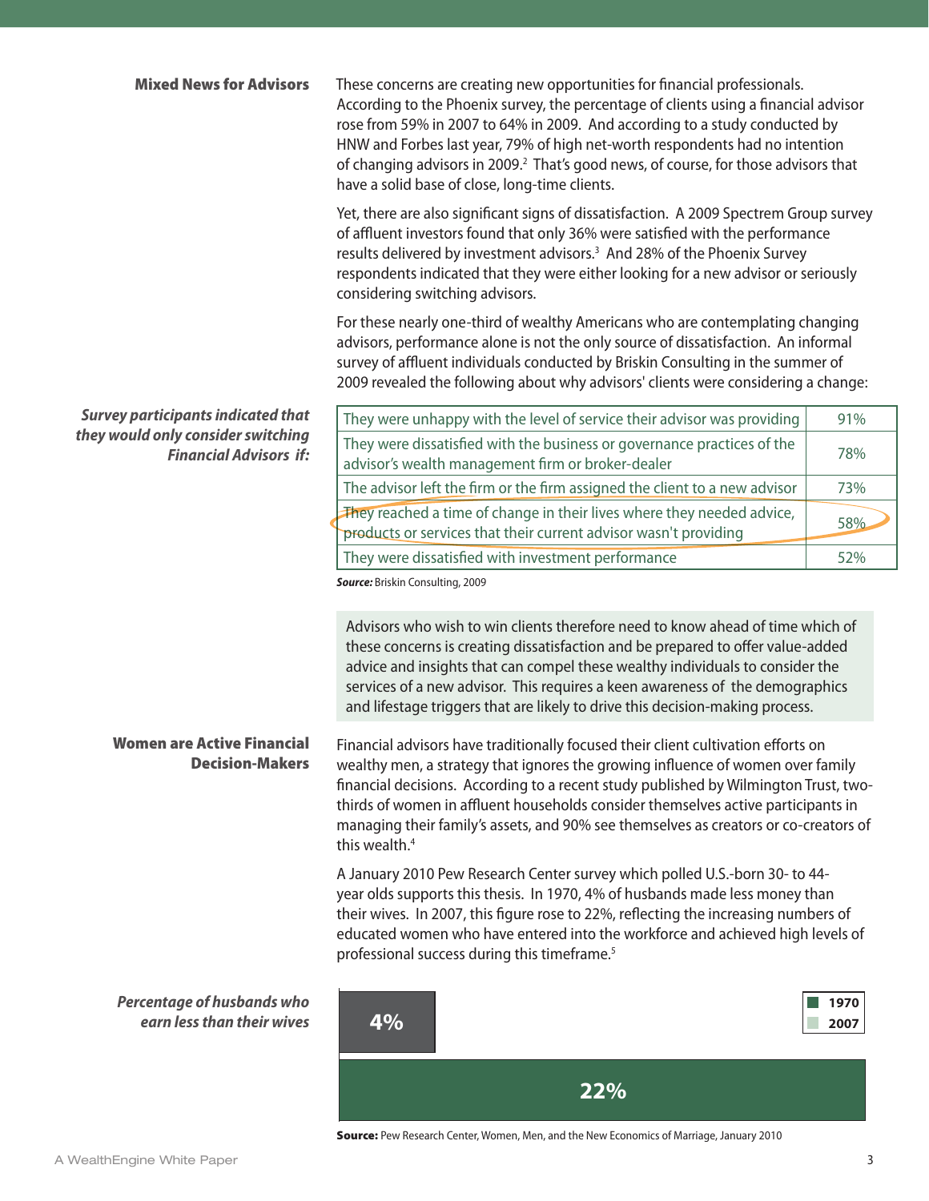## Mixed News for Advisors

These concerns are creating new opportunities for financial professionals. According to the Phoenix survey, the percentage of clients using a financial advisor rose from 59% in 2007 to 64% in 2009. And according to a study conducted by HNW and Forbes last year, 79% of high net-worth respondents had no intention of changing advisors in 2009.[2] That's good news, of course, for those advisors that have a solid base of close, long-time clients.

Yet, there are also significant signs of dissatisfaction. A 2009 Spectrem Group survey of affluent investors found that only 36% were satisfied with the performance results delivered by investment advisors.[3] And 28% of the Phoenix Survey respondents indicated that they were either looking for a new advisor or seriously considering switching advisors.

For these nearly one-third of wealthy Americans who are contemplating changing advisors, performance alone is not the only source of dissatisfaction. An informal survey of affluent individuals conducted by Briskin Consulting in the summer of 2009 revealed the following about why advisors' clients were considering a change:

***Survey participants indicated that they would only consider switching Financial Advisors if:***

| Reason | % |
|---|---|
| They were unhappy with the level of service their advisor was providing | 91% |
| They were dissatisfied with the business or governance practices of the advisor's wealth management firm or broker-dealer | 78% |
| The advisor left the firm or the firm assigned the client to a new advisor | 73% |
| They reached a time of change in their lives where they needed advice, products or services that their current advisor wasn't providing | 58% |
| They were dissatisfied with investment performance | 52% |

***Source:*** Briskin Consulting, 2009

Advisors who wish to win clients therefore need to know ahead of time which of these concerns is creating dissatisfaction and be prepared to offer value-added advice and insights that can compel these wealthy individuals to consider the services of a new advisor. This requires a keen awareness of the demographics and lifestage triggers that are likely to drive this decision-making process.

## Women are Active Financial Decision-Makers

Financial advisors have traditionally focused their client cultivation efforts on wealthy men, a strategy that ignores the growing influence of women over family financial decisions. According to a recent study published by Wilmington Trust, two-thirds of women in affluent households consider themselves active participants in managing their family's assets, and 90% see themselves as creators or co-creators of this wealth.[4]

A January 2010 Pew Research Center survey which polled U.S.-born 30- to 44-year olds supports this thesis. In 1970, 4% of husbands made less money than their wives. In 2007, this figure rose to 22%, reflecting the increasing numbers of educated women who have entered into the workforce and achieved high levels of professional success during this timeframe.[5]

***Percentage of husbands who earn less than their wives***

| Year | % |
|---|---|
| 1970 | 4% |
| 2007 | 22% |

**Source:** Pew Research Center, Women, Men, and the New Economics of Marriage, January 2010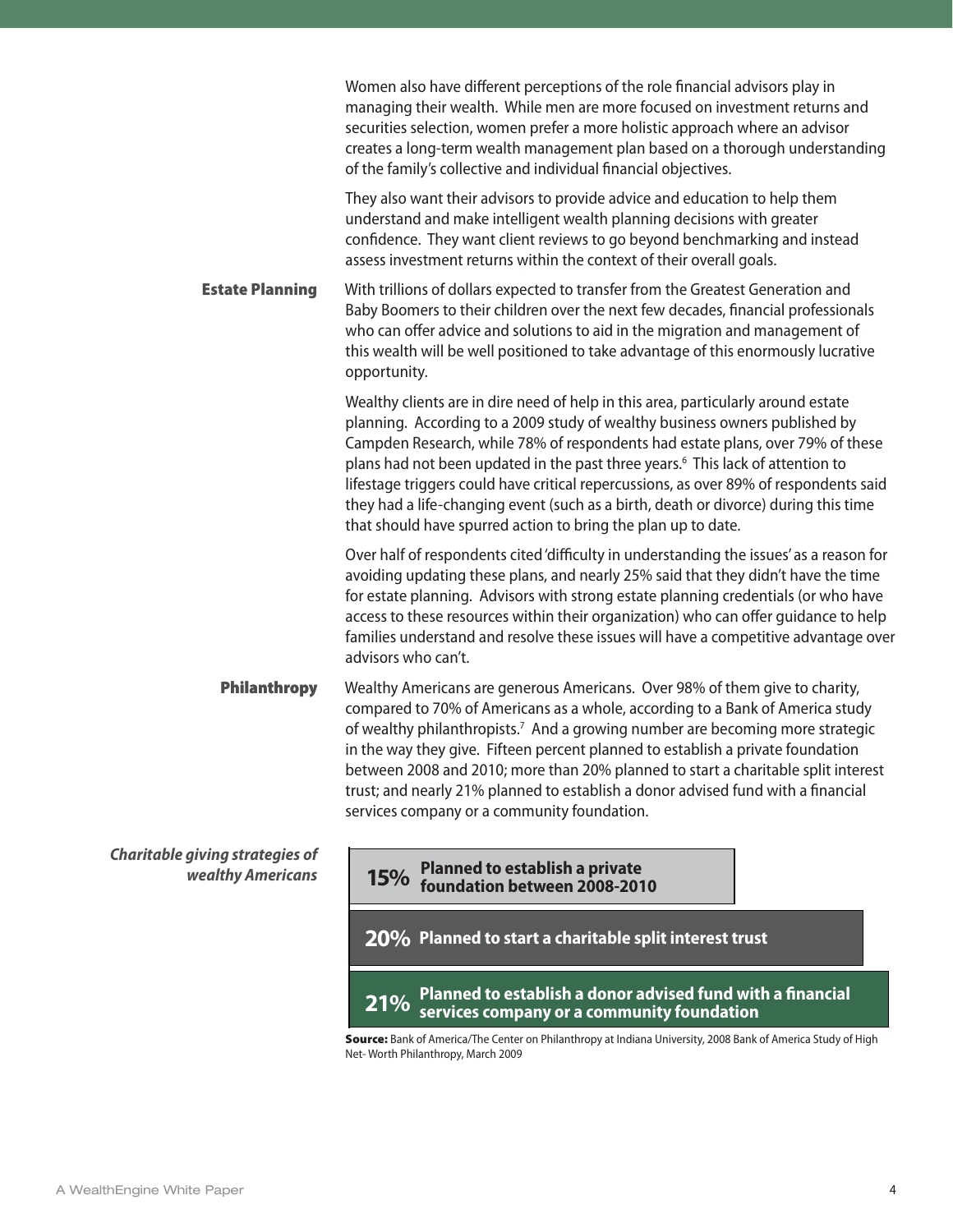Women also have different perceptions of the role financial advisors play in managing their wealth. While men are more focused on investment returns and securities selection, women prefer a more holistic approach where an advisor creates a long-term wealth management plan based on a thorough understanding of the family's collective and individual financial objectives.

They also want their advisors to provide advice and education to help them understand and make intelligent wealth planning decisions with greater confidence. They want client reviews to go beyond benchmarking and instead assess investment returns within the context of their overall goals.

## Estate Planning

With trillions of dollars expected to transfer from the Greatest Generation and Baby Boomers to their children over the next few decades, financial professionals who can offer advice and solutions to aid in the migration and management of this wealth will be well positioned to take advantage of this enormously lucrative opportunity.

Wealthy clients are in dire need of help in this area, particularly around estate planning. According to a 2009 study of wealthy business owners published by Campden Research, while 78% of respondents had estate plans, over 79% of these plans had not been updated in the past three years.[6] This lack of attention to lifestage triggers could have critical repercussions, as over 89% of respondents said they had a life-changing event (such as a birth, death or divorce) during this time that should have spurred action to bring the plan up to date.

Over half of respondents cited 'difficulty in understanding the issues' as a reason for avoiding updating these plans, and nearly 25% said that they didn't have the time for estate planning. Advisors with strong estate planning credentials (or who have access to these resources within their organization) who can offer guidance to help families understand and resolve these issues will have a competitive advantage over advisors who can't.

## Philanthropy

Wealthy Americans are generous Americans. Over 98% of them give to charity, compared to 70% of Americans as a whole, according to a Bank of America study of wealthy philanthropists.[7] And a growing number are becoming more strategic in the way they give. Fifteen percent planned to establish a private foundation between 2008 and 2010; more than 20% planned to start a charitable split interest trust; and nearly 21% planned to establish a donor advised fund with a financial services company or a community foundation.

***Charitable giving strategies of wealthy Americans***

- **15%** Planned to establish a private foundation between 2008-2010
- **20%** Planned to start a charitable split interest trust
- **21%** Planned to establish a donor advised fund with a financial services company or a community foundation

**Source:** Bank of America/The Center on Philanthropy at Indiana University, 2008 Bank of America Study of High Net- Worth Philanthropy, March 2009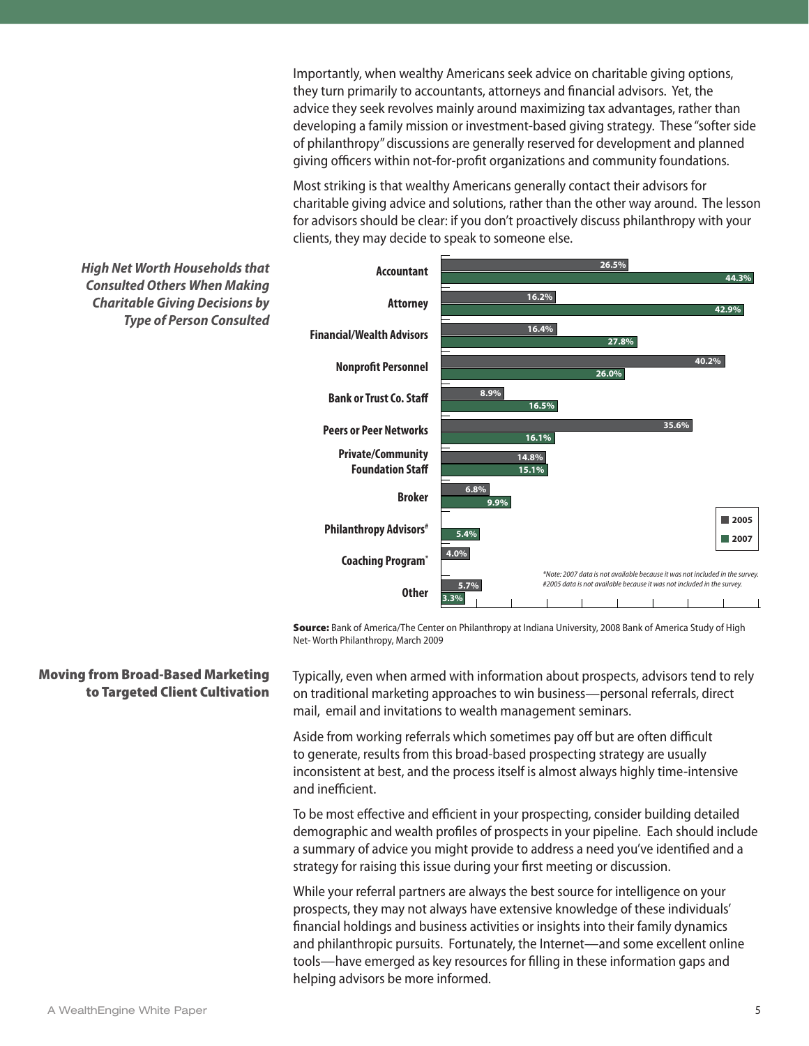Importantly, when wealthy Americans seek advice on charitable giving options, they turn primarily to accountants, attorneys and financial advisors. Yet, the advice they seek revolves mainly around maximizing tax advantages, rather than developing a family mission or investment-based giving strategy. These "softer side of philanthropy" discussions are generally reserved for development and planned giving officers within not-for-profit organizations and community foundations.

Most striking is that wealthy Americans generally contact their advisors for charitable giving advice and solutions, rather than the other way around. The lesson for advisors should be clear: if you don't proactively discuss philanthropy with your clients, they may decide to speak to someone else.

***High Net Worth Households that Consulted Others When Making Charitable Giving Decisions by Type of Person Consulted***

| Type of Person Consulted | 2005 | 2007 |
| --- | --- | --- |
| Accountant | 26.5% | 44.3% |
| Attorney | 16.2% | 42.9% |
| Financial/Wealth Advisors | 16.4% | 27.8% |
| Nonprofit Personnel | 40.2% | 26.0% |
| Bank or Trust Co. Staff | 8.9% | 16.5% |
| Peers or Peer Networks | 35.6% | 16.1% |
| Private/Community Foundation Staff | 14.8% | 15.1% |
| Broker | 6.8% | 9.9% |
| Philanthropy Advisors# | | 5.4% |
| Coaching Program* | 4.0% | |
| Other | 5.7% | 3.3% |

*Note: 2007 data is not available because it was not included in the survey.
#2005 data is not available because it was not included in the survey.

**Source:** Bank of America/The Center on Philanthropy at Indiana University, 2008 Bank of America Study of High Net- Worth Philanthropy, March 2009

## Moving from Broad-Based Marketing to Targeted Client Cultivation

Typically, even when armed with information about prospects, advisors tend to rely on traditional marketing approaches to win business—personal referrals, direct mail, email and invitations to wealth management seminars.

Aside from working referrals which sometimes pay off but are often difficult to generate, results from this broad-based prospecting strategy are usually inconsistent at best, and the process itself is almost always highly time-intensive and inefficient.

To be most effective and efficient in your prospecting, consider building detailed demographic and wealth profiles of prospects in your pipeline. Each should include a summary of advice you might provide to address a need you've identified and a strategy for raising this issue during your first meeting or discussion.

While your referral partners are always the best source for intelligence on your prospects, they may not always have extensive knowledge of these individuals' financial holdings and business activities or insights into their family dynamics and philanthropic pursuits. Fortunately, the Internet—and some excellent online tools—have emerged as key resources for filling in these information gaps and helping advisors be more informed.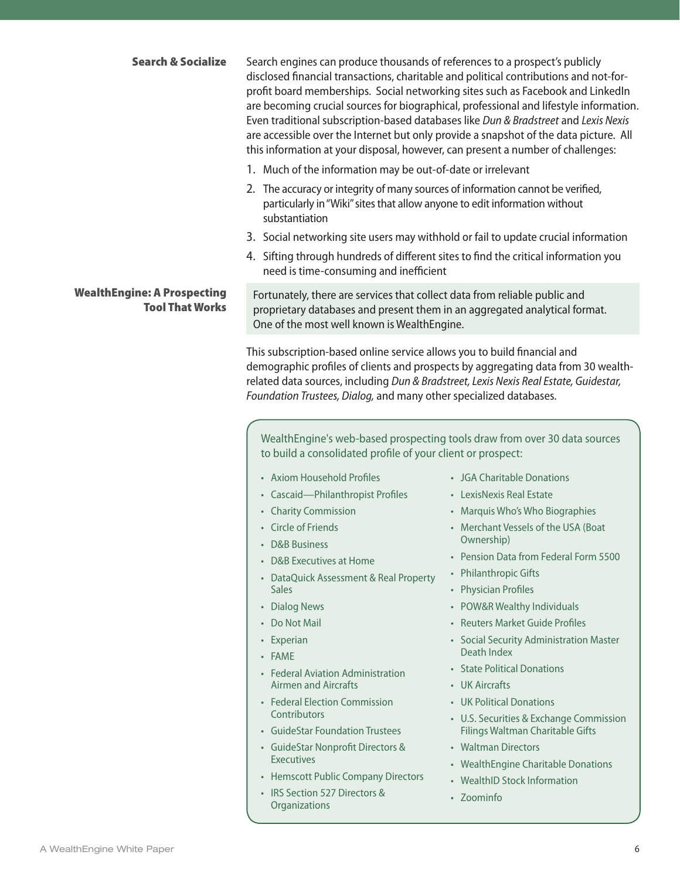## Search & Socialize

Search engines can produce thousands of references to a prospect's publicly disclosed financial transactions, charitable and political contributions and not-for-profit board memberships. Social networking sites such as Facebook and LinkedIn are becoming crucial sources for biographical, professional and lifestyle information. Even traditional subscription-based databases like *Dun & Bradstreet* and *Lexis Nexis* are accessible over the Internet but only provide a snapshot of the data picture. All this information at your disposal, however, can present a number of challenges:

1. Much of the information may be out-of-date or irrelevant
2. The accuracy or integrity of many sources of information cannot be verified, particularly in "Wiki" sites that allow anyone to edit information without substantiation
3. Social networking site users may withhold or fail to update crucial information
4. Sifting through hundreds of different sites to find the critical information you need is time-consuming and inefficient

## WealthEngine: A Prospecting Tool That Works

Fortunately, there are services that collect data from reliable public and proprietary databases and present them in an aggregated analytical format. One of the most well known is WealthEngine.

This subscription-based online service allows you to build financial and demographic profiles of clients and prospects by aggregating data from 30 wealth-related data sources, including *Dun & Bradstreet, Lexis Nexis Real Estate, Guidestar, Foundation Trustees, Dialog,* and many other specialized databases.

WealthEngine's web-based prospecting tools draw from over 30 data sources to build a consolidated profile of your client or prospect:

- Axiom Household Profiles
- Cascaid—Philanthropist Profiles
- Charity Commission
- Circle of Friends
- D&B Business
- D&B Executives at Home
- DataQuick Assessment & Real Property Sales
- Dialog News
- Do Not Mail
- Experian
- FAME
- Federal Aviation Administration Airmen and Aircrafts
- Federal Election Commission Contributors
- GuideStar Foundation Trustees
- GuideStar Nonprofit Directors & Executives
- Hemscott Public Company Directors
- IRS Section 527 Directors & Organizations
- JGA Charitable Donations
- LexisNexis Real Estate
- Marquis Who's Who Biographies
- Merchant Vessels of the USA (Boat Ownership)
- Pension Data from Federal Form 5500
- Philanthropic Gifts
- Physician Profiles
- POW&R Wealthy Individuals
- Reuters Market Guide Profiles
- Social Security Administration Master Death Index
- State Political Donations
- UK Aircrafts
- UK Political Donations
- U.S. Securities & Exchange Commission Filings Waltman Charitable Gifts
- Waltman Directors
- WealthEngine Charitable Donations
- WealthID Stock Information
- Zoominfo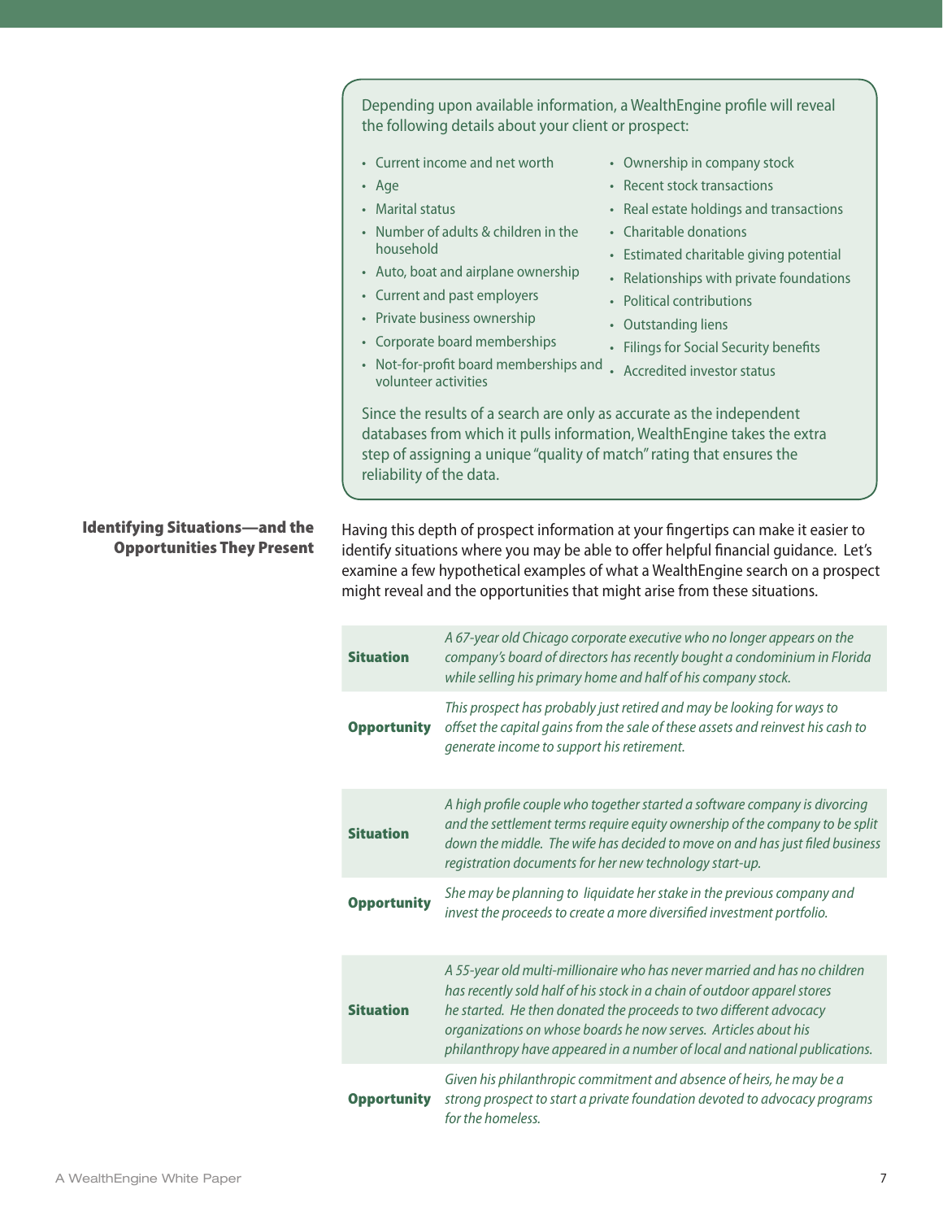Depending upon available information, a WealthEngine profile will reveal the following details about your client or prospect:

- Current income and net worth
- Age
- Marital status
- Number of adults & children in the household
- Auto, boat and airplane ownership
- Current and past employers
- Private business ownership
- Corporate board memberships
- Not-for-profit board memberships and volunteer activities
- Ownership in company stock
- Recent stock transactions
- Real estate holdings and transactions
- Charitable donations
- Estimated charitable giving potential
- Relationships with private foundations
- Political contributions
- Outstanding liens
- Filings for Social Security benefits
- Accredited investor status

Since the results of a search are only as accurate as the independent databases from which it pulls information, WealthEngine takes the extra step of assigning a unique "quality of match" rating that ensures the reliability of the data.

## Identifying Situations—and the Opportunities They Present

Having this depth of prospect information at your fingertips can make it easier to identify situations where you may be able to offer helpful financial guidance. Let's examine a few hypothetical examples of what a WealthEngine search on a prospect might reveal and the opportunities that might arise from these situations.

| | |
|---|---|
| **Situation** | *A 67-year old Chicago corporate executive who no longer appears on the company's board of directors has recently bought a condominium in Florida while selling his primary home and half of his company stock.* |
| **Opportunity** | *This prospect has probably just retired and may be looking for ways to offset the capital gains from the sale of these assets and reinvest his cash to generate income to support his retirement.* |

| | |
|---|---|
| **Situation** | *A high profile couple who together started a software company is divorcing and the settlement terms require equity ownership of the company to be split down the middle. The wife has decided to move on and has just filed business registration documents for her new technology start-up.* |
| **Opportunity** | *She may be planning to liquidate her stake in the previous company and invest the proceeds to create a more diversified investment portfolio.* |

| | |
|---|---|
| **Situation** | *A 55-year old multi-millionaire who has never married and has no children has recently sold half of his stock in a chain of outdoor apparel stores he started. He then donated the proceeds to two different advocacy organizations on whose boards he now serves. Articles about his philanthropy have appeared in a number of local and national publications.* |
| **Opportunity** | *Given his philanthropic commitment and absence of heirs, he may be a strong prospect to start a private foundation devoted to advocacy programs for the homeless.* |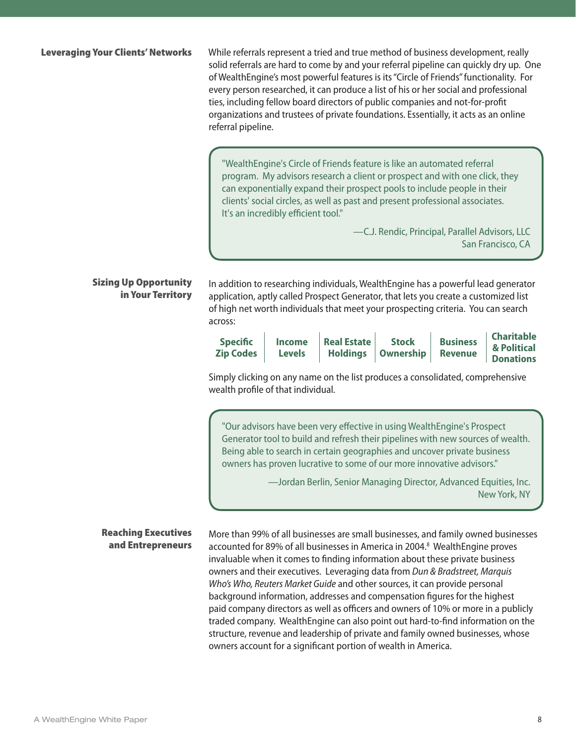## Leveraging Your Clients' Networks

While referrals represent a tried and true method of business development, really solid referrals are hard to come by and your referral pipeline can quickly dry up. One of WealthEngine's most powerful features is its "Circle of Friends" functionality. For every person researched, it can produce a list of his or her social and professional ties, including fellow board directors of public companies and not-for-profit organizations and trustees of private foundations. Essentially, it acts as an online referral pipeline.

> "WealthEngine's Circle of Friends feature is like an automated referral program. My advisors research a client or prospect and with one click, they can exponentially expand their prospect pools to include people in their clients' social circles, as well as past and present professional associates. It's an incredibly efficient tool."
>
> —C.J. Rendic, Principal, Parallel Advisors, LLC
> San Francisco, CA

## Sizing Up Opportunity in Your Territory

In addition to researching individuals, WealthEngine has a powerful lead generator application, aptly called Prospect Generator, that lets you create a customized list of high net worth individuals that meet your prospecting criteria. You can search across:

- **Specific Zip Codes**
- **Income Levels**
- **Real Estate Holdings**
- **Stock Ownership**
- **Business Revenue**
- **Charitable & Political Donations**

Simply clicking on any name on the list produces a consolidated, comprehensive wealth profile of that individual.

> "Our advisors have been very effective in using WealthEngine's Prospect Generator tool to build and refresh their pipelines with new sources of wealth. Being able to search in certain geographies and uncover private business owners has proven lucrative to some of our more innovative advisors."
>
> —Jordan Berlin, Senior Managing Director, Advanced Equities, Inc.
> New York, NY

## Reaching Executives and Entrepreneurs

More than 99% of all businesses are small businesses, and family owned businesses accounted for 89% of all businesses in America in 2004.[8] WealthEngine proves invaluable when it comes to finding information about these private business owners and their executives. Leveraging data from *Dun & Bradstreet, Marquis Who's Who, Reuters Market Guide* and other sources, it can provide personal background information, addresses and compensation figures for the highest paid company directors as well as officers and owners of 10% or more in a publicly traded company. WealthEngine can also point out hard-to-find information on the structure, revenue and leadership of private and family owned businesses, whose owners account for a significant portion of wealth in America.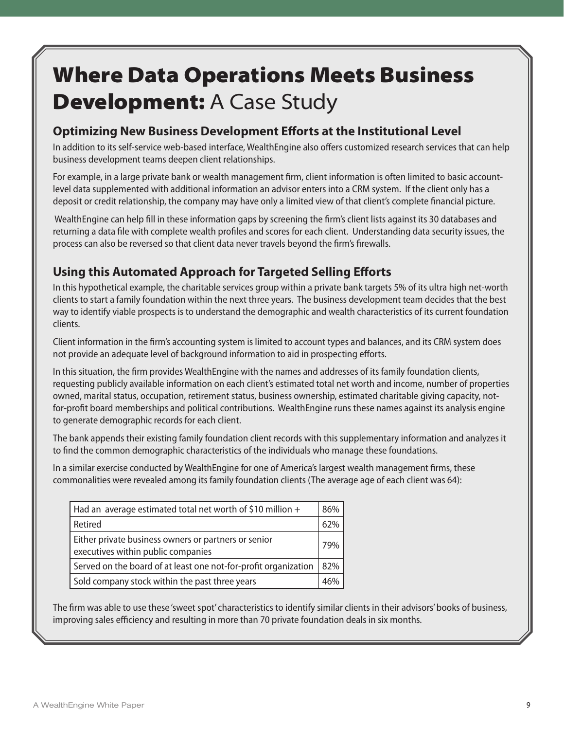# **Where Data Operations Meets Business Development:** A Case Study

## Optimizing New Business Development Efforts at the Institutional Level

In addition to its self-service web-based interface, WealthEngine also offers customized research services that can help business development teams deepen client relationships.

For example, in a large private bank or wealth management firm, client information is often limited to basic account-level data supplemented with additional information an advisor enters into a CRM system. If the client only has a deposit or credit relationship, the company may have only a limited view of that client's complete financial picture.

WealthEngine can help fill in these information gaps by screening the firm's client lists against its 30 databases and returning a data file with complete wealth profiles and scores for each client. Understanding data security issues, the process can also be reversed so that client data never travels beyond the firm's firewalls.

## Using this Automated Approach for Targeted Selling Efforts

In this hypothetical example, the charitable services group within a private bank targets 5% of its ultra high net-worth clients to start a family foundation within the next three years. The business development team decides that the best way to identify viable prospects is to understand the demographic and wealth characteristics of its current foundation clients.

Client information in the firm's accounting system is limited to account types and balances, and its CRM system does not provide an adequate level of background information to aid in prospecting efforts.

In this situation, the firm provides WealthEngine with the names and addresses of its family foundation clients, requesting publicly available information on each client's estimated total net worth and income, number of properties owned, marital status, occupation, retirement status, business ownership, estimated charitable giving capacity, not-for-profit board memberships and political contributions. WealthEngine runs these names against its analysis engine to generate demographic records for each client.

The bank appends their existing family foundation client records with this supplementary information and analyzes it to find the common demographic characteristics of the individuals who manage these foundations.

In a similar exercise conducted by WealthEngine for one of America's largest wealth management firms, these commonalities were revealed among its family foundation clients (The average age of each client was 64):

| | |
|---|---|
| Had an average estimated total net worth of $10 million + | 86% |
| Retired | 62% |
| Either private business owners or partners or senior executives within public companies | 79% |
| Served on the board of at least one not-for-profit organization | 82% |
| Sold company stock within the past three years | 46% |

The firm was able to use these 'sweet spot' characteristics to identify similar clients in their advisors' books of business, improving sales efficiency and resulting in more than 70 private foundation deals in six months.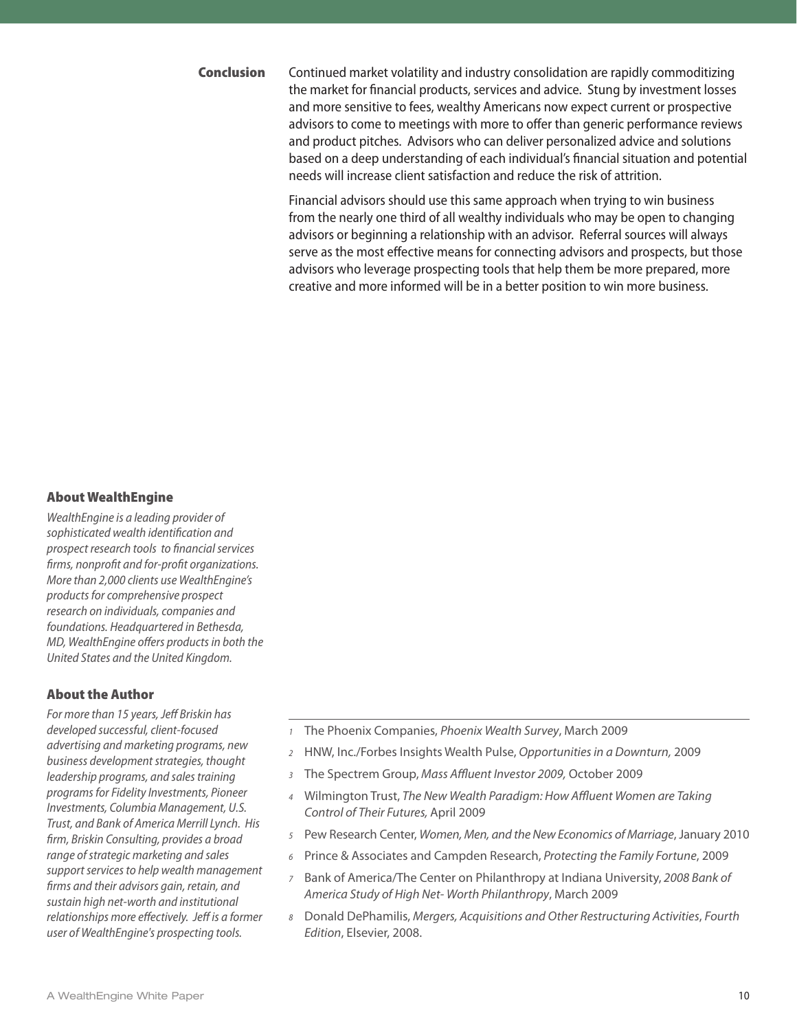## Conclusion

Continued market volatility and industry consolidation are rapidly commoditizing the market for financial products, services and advice. Stung by investment losses and more sensitive to fees, wealthy Americans now expect current or prospective advisors to come to meetings with more to offer than generic performance reviews and product pitches. Advisors who can deliver personalized advice and solutions based on a deep understanding of each individual's financial situation and potential needs will increase client satisfaction and reduce the risk of attrition.

Financial advisors should use this same approach when trying to win business from the nearly one third of all wealthy individuals who may be open to changing advisors or beginning a relationship with an advisor. Referral sources will always serve as the most effective means for connecting advisors and prospects, but those advisors who leverage prospecting tools that help them be more prepared, more creative and more informed will be in a better position to win more business.

## About WealthEngine

*WealthEngine is a leading provider of sophisticated wealth identification and prospect research tools to financial services firms, nonprofit and for-profit organizations. More than 2,000 clients use WealthEngine's products for comprehensive prospect research on individuals, companies and foundations. Headquartered in Bethesda, MD, WealthEngine offers products in both the United States and the United Kingdom.*

## About the Author

*For more than 15 years, Jeff Briskin has developed successful, client-focused advertising and marketing programs, new business development strategies, thought leadership programs, and sales training programs for Fidelity Investments, Pioneer Investments, Columbia Management, U.S. Trust, and Bank of America Merrill Lynch. His firm, Briskin Consulting, provides a broad range of strategic marketing and sales support services to help wealth management firms and their advisors gain, retain, and sustain high net-worth and institutional relationships more effectively. Jeff is a former user of WealthEngine's prospecting tools.*

---

1. The Phoenix Companies, *Phoenix Wealth Survey*, March 2009
2. HNW, Inc./Forbes Insights Wealth Pulse, *Opportunities in a Downturn,* 2009
3. The Spectrem Group, *Mass Affluent Investor 2009,* October 2009
4. Wilmington Trust, *The New Wealth Paradigm: How Affluent Women are Taking Control of Their Futures,* April 2009
5. Pew Research Center, *Women, Men, and the New Economics of Marriage*, January 2010
6. Prince & Associates and Campden Research, *Protecting the Family Fortune*, 2009
7. Bank of America/The Center on Philanthropy at Indiana University, *2008 Bank of America Study of High Net- Worth Philanthropy*, March 2009
8. Donald DePhamilis, *Mergers, Acquisitions and Other Restructuring Activities*, *Fourth Edition*, Elsevier, 2008.